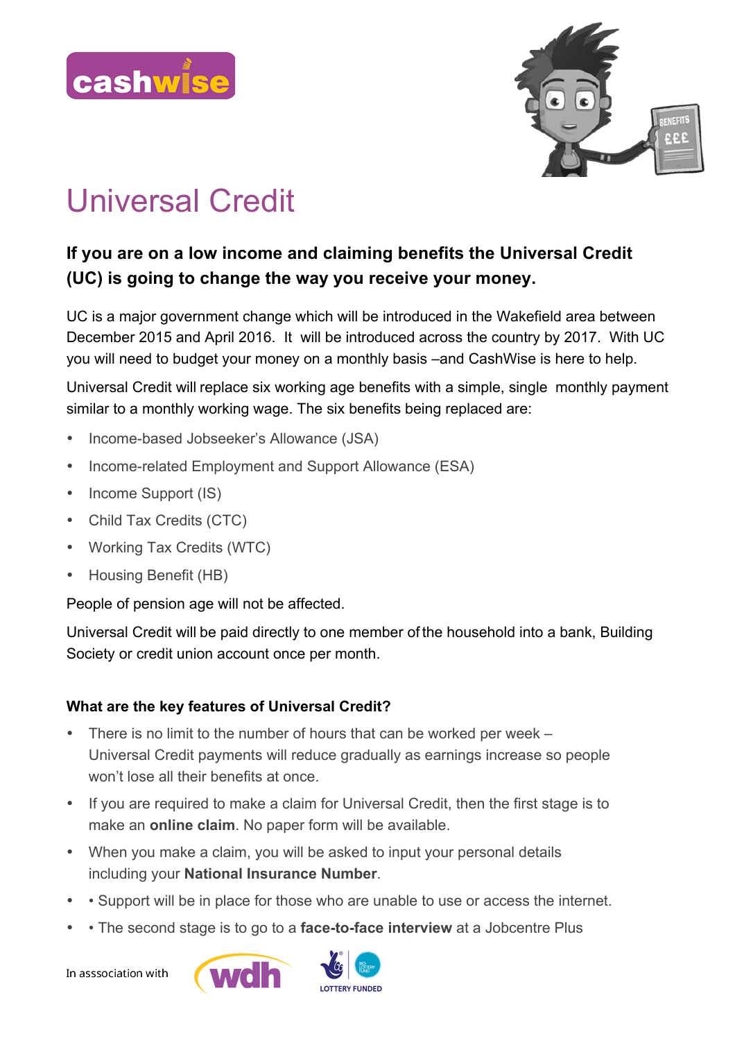# Universal Credit

**If you are on a low income and claiming benefits the Universal Credit (UC) is going to change the way you receive your money.**

UC is a major government change which will be introduced in the Wakefield area between December 2015 and April 2016. It will be introduced across the country by 2017. With UC you will need to budget your money on a monthly basis –and CashWise is here to help.

Universal Credit will replace six working age benefits with a simple, single monthly payment similar to a monthly working wage. The six benefits being replaced are:

- Income-based Jobseeker's Allowance (JSA)
- Income-related Employment and Support Allowance (ESA)
- Income Support (IS)
- Child Tax Credits (CTC)
- Working Tax Credits (WTC)
- Housing Benefit (HB)

People of pension age will not be affected.

Universal Credit will be paid directly to one member of the household into a bank, Building Society or credit union account once per month.

### What are the key features of Universal Credit?

- There is no limit to the number of hours that can be worked per week – Universal Credit payments will reduce gradually as earnings increase so people won't lose all their benefits at once.
- If you are required to make a claim for Universal Credit, then the first stage is to make an **online claim**. No paper form will be available.
- When you make a claim, you will be asked to input your personal details including your **National Insurance Number**.
- • Support will be in place for those who are unable to use or access the internet.
- • The second stage is to go to a **face-to-face interview** at a Jobcentre Plus

In asssociation with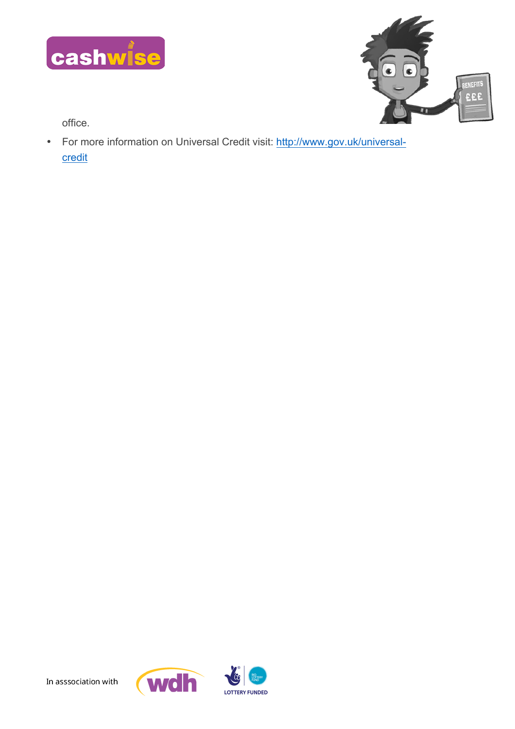office.

- For more information on Universal Credit visit: [http://www.gov.uk/universal-credit](http://www.gov.uk/universal-credit)